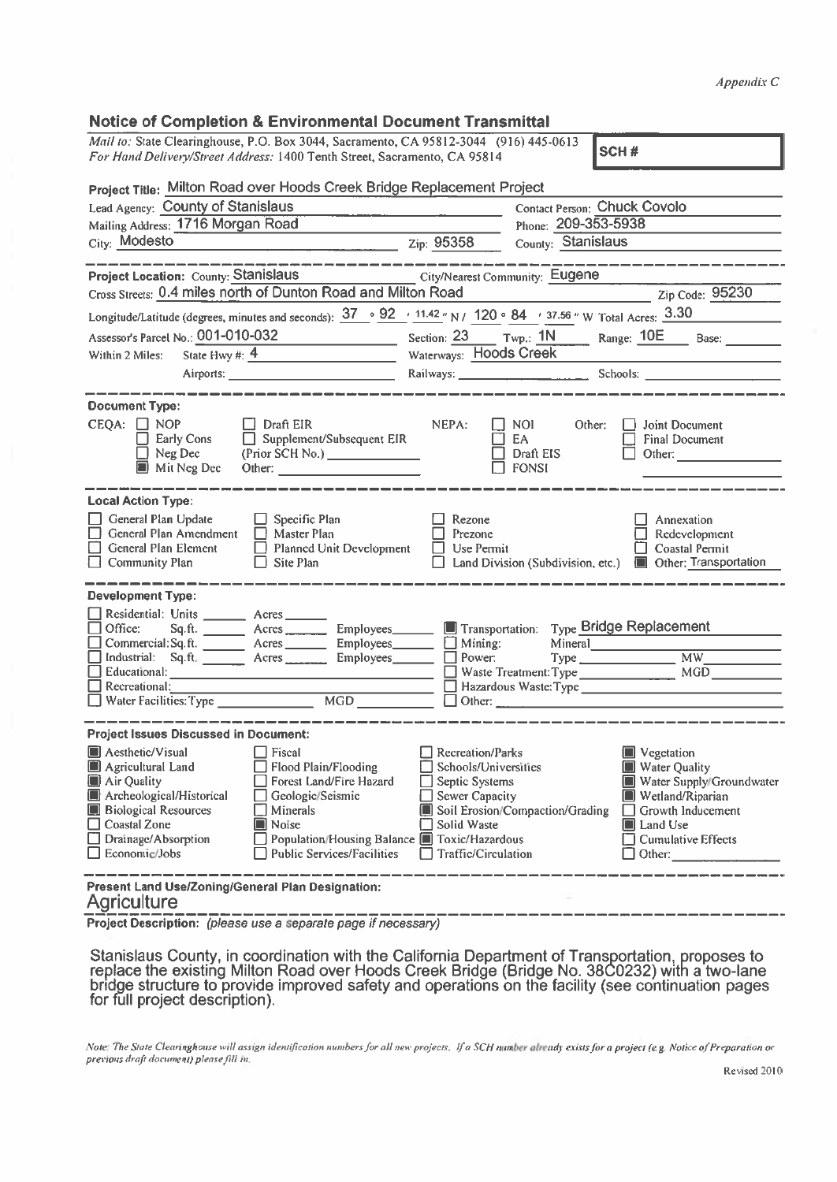*Appendix C*

## Notice of Completion & Environmental Document Transmittal

*Mail to:* State Clearinghouse, P.O. Box 3044, Sacramento, CA 95812-3044 (916) 445-0613
*For Hand Delivery/Street Address:* 1400 Tenth Street, Sacramento, CA 95814

**SCH #**

**Project Title:** Milton Road over Hoods Creek Bridge Replacement Project

Lead Agency: County of Stanislaus
Contact Person: Chuck Covolo
Mailing Address: 1716 Morgan Road
Phone: 209-353-5938
City: Modesto  Zip: 95358
County: Stanislaus

---

**Project Location:** County: Stanislaus  City/Nearest Community: Eugene
Cross Streets: 0.4 miles north of Dunton Road and Milton Road  Zip Code: 95230
Longitude/Latitude (degrees, minutes and seconds): 37 ° 92 ′ 11.42 ″ N / 120 ° 84 ′ 37.56 ″ W Total Acres: 3.30
Assessor's Parcel No.: 001-010-032  Section: 23  Twp.: 1N  Range: 10E  Base:
Within 2 Miles: State Hwy #: 4  Waterways: Hoods Creek
Airports:  Railways:  Schools:

---

**Document Type:**

CEQA:
- ☐ NOP
- ☐ Early Cons
- ☐ Neg Dec
- ■ Mit Neg Dec
- ☐ Draft EIR
- ☐ Supplement/Subsequent EIR (Prior SCH No.)
- Other:

NEPA:
- ☐ NOI
- ☐ EA
- ☐ Draft EIS
- ☐ FONSI

Other:
- ☐ Joint Document
- ☐ Final Document
- ☐ Other:

---

**Local Action Type:**

- ☐ General Plan Update
- ☐ General Plan Amendment
- ☐ General Plan Element
- ☐ Community Plan
- ☐ Specific Plan
- ☐ Master Plan
- ☐ Planned Unit Development
- ☐ Site Plan
- ☐ Rezone
- ☐ Prezone
- ☐ Use Permit
- ☐ Land Division (Subdivision, etc.)
- ☐ Annexation
- ☐ Redevelopment
- ☐ Coastal Permit
- ■ Other: Transportation

---

**Development Type:**

- ☐ Residential: Units ___ Acres ___
- ☐ Office: Sq.ft. ___ Acres ___ Employees ___
- ☐ Commercial: Sq.ft. ___ Acres ___ Employees ___
- ☐ Industrial: Sq.ft. ___ Acres ___ Employees ___
- ☐ Educational:
- ☐ Recreational:
- ☐ Water Facilities: Type ___ MGD ___
- ■ Transportation: Type Bridge Replacement
- ☐ Mining: Mineral
- ☐ Power: Type ___ MW
- ☐ Waste Treatment: Type ___ MGD
- ☐ Hazardous Waste: Type
- ☐ Other:

---

**Project Issues Discussed in Document:**

- ■ Aesthetic/Visual
- ■ Agricultural Land
- ■ Air Quality
- ■ Archeological/Historical
- ■ Biological Resources
- ☐ Coastal Zone
- ☐ Drainage/Absorption
- ☐ Economic/Jobs
- ☐ Fiscal
- ☐ Flood Plain/Flooding
- ☐ Forest Land/Fire Hazard
- ☐ Geologic/Seismic
- ☐ Minerals
- ■ Noise
- ☐ Population/Housing Balance
- ☐ Public Services/Facilities
- ☐ Recreation/Parks
- ☐ Schools/Universities
- ☐ Septic Systems
- ☐ Sewer Capacity
- ■ Soil Erosion/Compaction/Grading
- ☐ Solid Waste
- ■ Toxic/Hazardous
- ☐ Traffic/Circulation
- ■ Vegetation
- ■ Water Quality
- ■ Water Supply/Groundwater
- ■ Wetland/Riparian
- ☐ Growth Inducement
- ■ Land Use
- ☐ Cumulative Effects
- ☐ Other:

---

**Present Land Use/Zoning/General Plan Designation:**

Agriculture

---

**Project Description:** *(please use a separate page if necessary)*

Stanislaus County, in coordination with the California Department of Transportation, proposes to replace the existing Milton Road over Hoods Creek Bridge (Bridge No. 38C0232) with a two-lane bridge structure to provide improved safety and operations on the facility (see continuation pages for full project description).

*Note: The State Clearinghouse will assign identification numbers for all new projects. If a SCH number already exists for a project (e.g. Notice of Preparation or previous draft document) please fill in.*

Revised 2010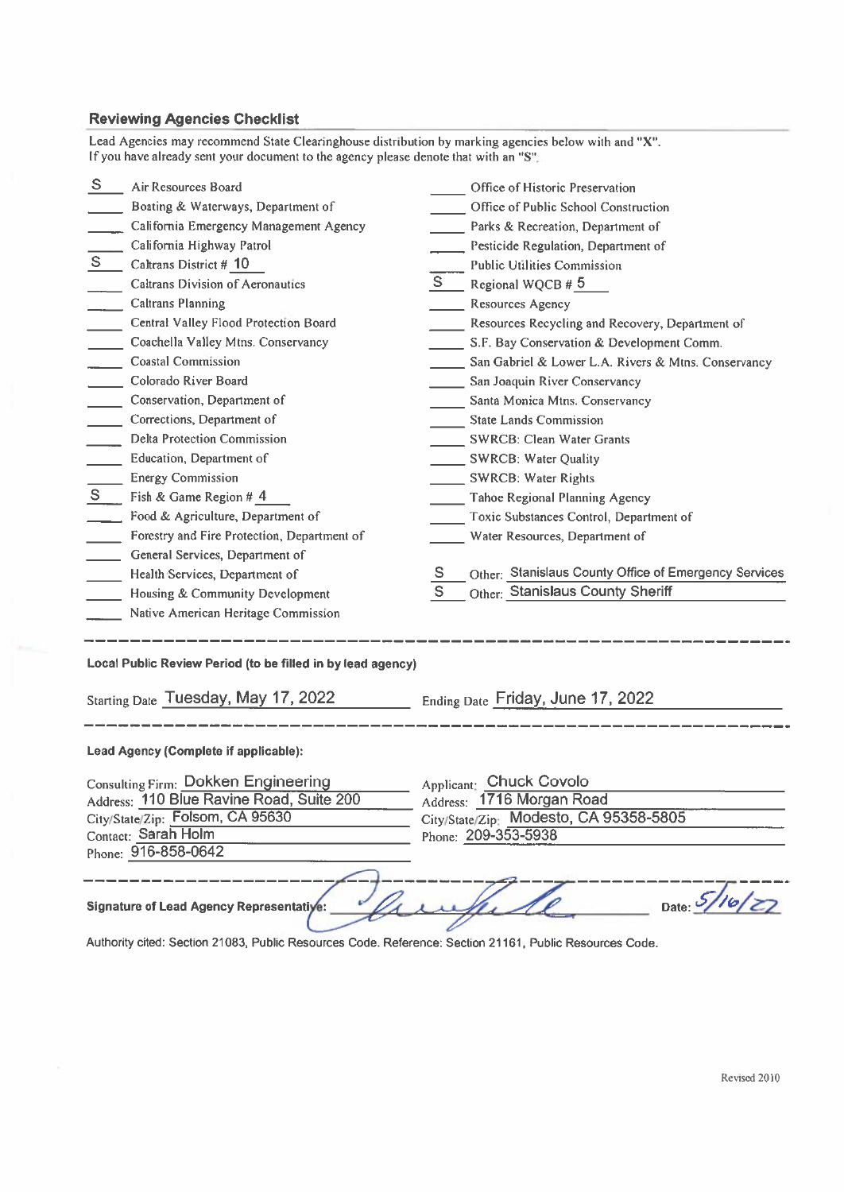## Reviewing Agencies Checklist

Lead Agencies may recommend State Clearinghouse distribution by marking agencies below with and "X".
If you have already sent your document to the agency please denote that with an "S".

- S Air Resources Board
- \_\_\_ Boating & Waterways, Department of
- \_\_\_ California Emergency Management Agency
- \_\_\_ California Highway Patrol
- S Caltrans District # 10
- \_\_\_ Caltrans Division of Aeronautics
- \_\_\_ Caltrans Planning
- \_\_\_ Central Valley Flood Protection Board
- \_\_\_ Coachella Valley Mtns. Conservancy
- \_\_\_ Coastal Commission
- \_\_\_ Colorado River Board
- \_\_\_ Conservation, Department of
- \_\_\_ Corrections, Department of
- \_\_\_ Delta Protection Commission
- \_\_\_ Education, Department of
- \_\_\_ Energy Commission
- S Fish & Game Region # 4
- \_\_\_ Food & Agriculture, Department of
- \_\_\_ Forestry and Fire Protection, Department of
- \_\_\_ General Services, Department of
- \_\_\_ Health Services, Department of
- \_\_\_ Housing & Community Development
- \_\_\_ Native American Heritage Commission
- \_\_\_ Office of Historic Preservation
- \_\_\_ Office of Public School Construction
- \_\_\_ Parks & Recreation, Department of
- \_\_\_ Pesticide Regulation, Department of
- \_\_\_ Public Utilities Commission
- S Regional WQCB # 5
- \_\_\_ Resources Agency
- \_\_\_ Resources Recycling and Recovery, Department of
- \_\_\_ S.F. Bay Conservation & Development Comm.
- \_\_\_ San Gabriel & Lower L.A. Rivers & Mtns. Conservancy
- \_\_\_ San Joaquin River Conservancy
- \_\_\_ Santa Monica Mtns. Conservancy
- \_\_\_ State Lands Commission
- \_\_\_ SWRCB: Clean Water Grants
- \_\_\_ SWRCB: Water Quality
- \_\_\_ SWRCB: Water Rights
- \_\_\_ Tahoe Regional Planning Agency
- \_\_\_ Toxic Substances Control, Department of
- \_\_\_ Water Resources, Department of
- S Other: Stanislaus County Office of Emergency Services
- S Other: Stanislaus County Sheriff

---

**Local Public Review Period (to be filled in by lead agency)**

Starting Date: Tuesday, May 17, 2022 Ending Date: Friday, June 17, 2022

---

**Lead Agency (Complete if applicable):**

Consulting Firm: Dokken Engineering
Address: 110 Blue Ravine Road, Suite 200
City/State/Zip: Folsom, CA 95630
Contact: Sarah Holm
Phone: 916-858-0642

Applicant: Chuck Covolo
Address: 1716 Morgan Road
City/State/Zip: Modesto, CA 95358-5805
Phone: 209-353-5938

---

**Signature of Lead Agency Representative:** [signature] Date: 5/16/22

Authority cited: Section 21083, Public Resources Code. Reference: Section 21161, Public Resources Code.

Revised 2010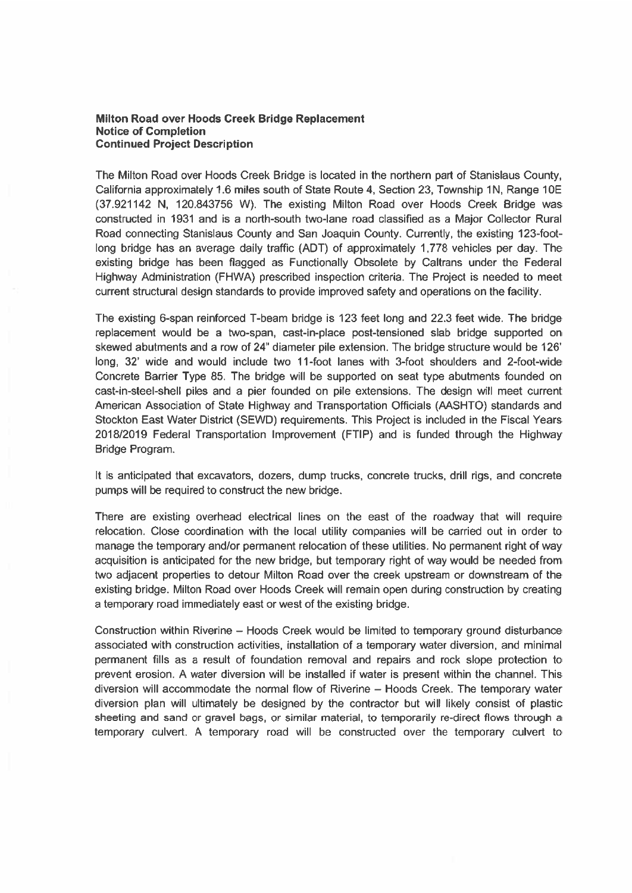**Milton Road over Hoods Creek Bridge Replacement**
**Notice of Completion**
**Continued Project Description**

The Milton Road over Hoods Creek Bridge is located in the northern part of Stanislaus County, California approximately 1.6 miles south of State Route 4, Section 23, Township 1N, Range 10E (37.921142 N, 120.843756 W). The existing Milton Road over Hoods Creek Bridge was constructed in 1931 and is a north-south two-lane road classified as a Major Collector Rural Road connecting Stanislaus County and San Joaquin County. Currently, the existing 123-foot-long bridge has an average daily traffic (ADT) of approximately 1,778 vehicles per day. The existing bridge has been flagged as Functionally Obsolete by Caltrans under the Federal Highway Administration (FHWA) prescribed inspection criteria. The Project is needed to meet current structural design standards to provide improved safety and operations on the facility.

The existing 6-span reinforced T-beam bridge is 123 feet long and 22.3 feet wide. The bridge replacement would be a two-span, cast-in-place post-tensioned slab bridge supported on skewed abutments and a row of 24" diameter pile extension. The bridge structure would be 126' long, 32' wide and would include two 11-foot lanes with 3-foot shoulders and 2-foot-wide Concrete Barrier Type 85. The bridge will be supported on seat type abutments founded on cast-in-steel-shell piles and a pier founded on pile extensions. The design will meet current American Association of State Highway and Transportation Officials (AASHTO) standards and Stockton East Water District (SEWD) requirements. This Project is included in the Fiscal Years 2018/2019 Federal Transportation Improvement (FTIP) and is funded through the Highway Bridge Program.

It is anticipated that excavators, dozers, dump trucks, concrete trucks, drill rigs, and concrete pumps will be required to construct the new bridge.

There are existing overhead electrical lines on the east of the roadway that will require relocation. Close coordination with the local utility companies will be carried out in order to manage the temporary and/or permanent relocation of these utilities. No permanent right of way acquisition is anticipated for the new bridge, but temporary right of way would be needed from two adjacent properties to detour Milton Road over the creek upstream or downstream of the existing bridge. Milton Road over Hoods Creek will remain open during construction by creating a temporary road immediately east or west of the existing bridge.

Construction within Riverine – Hoods Creek would be limited to temporary ground disturbance associated with construction activities, installation of a temporary water diversion, and minimal permanent fills as a result of foundation removal and repairs and rock slope protection to prevent erosion. A water diversion will be installed if water is present within the channel. This diversion will accommodate the normal flow of Riverine – Hoods Creek. The temporary water diversion plan will ultimately be designed by the contractor but will likely consist of plastic sheeting and sand or gravel bags, or similar material, to temporarily re-direct flows through a temporary culvert. A temporary road will be constructed over the temporary culvert to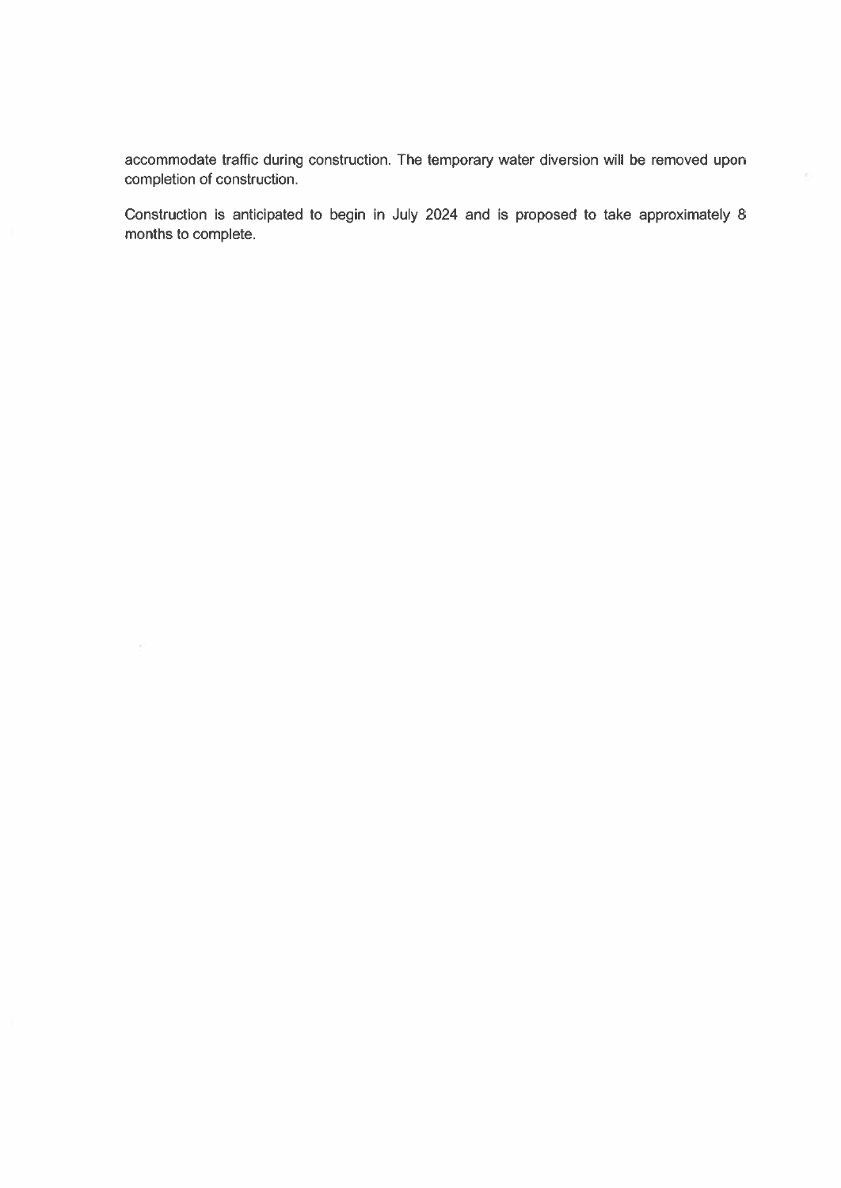accommodate traffic during construction. The temporary water diversion will be removed upon completion of construction.

Construction is anticipated to begin in July 2024 and is proposed to take approximately 8 months to complete.